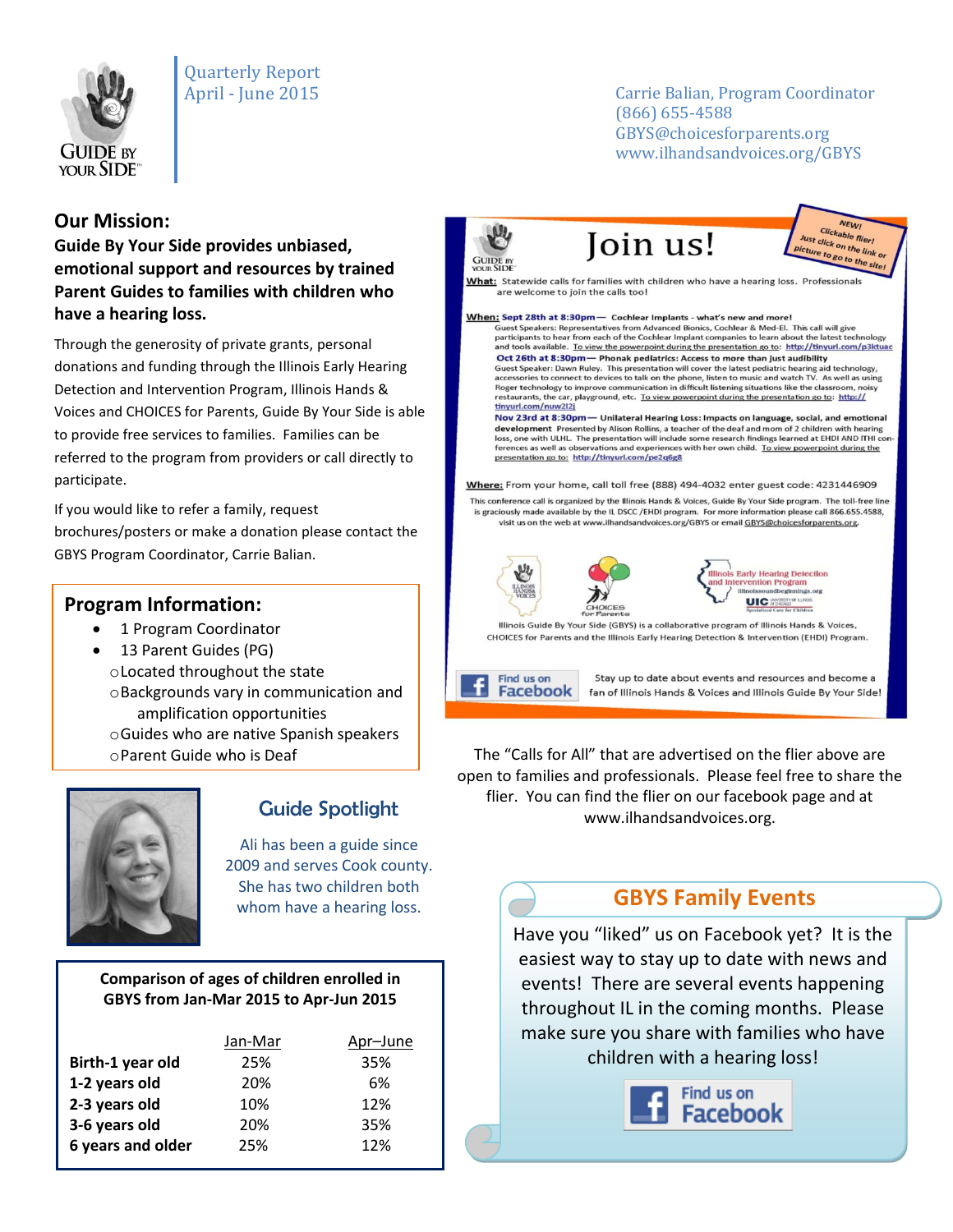Quarterly Report
April - June 2015

Carrie Balian, Program Coordinator
(866) 655-4588
GBYS@choicesforparents.org
www.ilhandsandvoices.org/GBYS

## Our Mission:

**Guide By Your Side provides unbiased, emotional support and resources by trained Parent Guides to families with children who have a hearing loss.**

Through the generosity of private grants, personal donations and funding through the Illinois Early Hearing Detection and Intervention Program, Illinois Hands & Voices and CHOICES for Parents, Guide By Your Side is able to provide free services to families. Families can be referred to the program from providers or call directly to participate.

If you would like to refer a family, request brochures/posters or make a donation please contact the GBYS Program Coordinator, Carrie Balian.

## Program Information:

- 1 Program Coordinator
- 13 Parent Guides (PG)
  - Located throughout the state
  - Backgrounds vary in communication and amplification opportunities
  - Guides who are native Spanish speakers
  - Parent Guide who is Deaf

## Guide Spotlight

Ali has been a guide since 2009 and serves Cook county. She has two children both whom have a hearing loss.

**Comparison of ages of children enrolled in GBYS from Jan-Mar 2015 to Apr-Jun 2015**

| | Jan-Mar | Apr–June |
|---|---|---|
| **Birth-1 year old** | 25% | 35% |
| **1-2 years old** | 20% | 6% |
| **2-3 years old** | 10% | 12% |
| **3-6 years old** | 20% | 35% |
| **6 years and older** | 25% | 12% |

# Join us!

NEW! Clickable flier! Just click on the link or picture to go to the site!

**What:** Statewide calls for families with children who have a hearing loss. Professionals are welcome to join the calls too!

**When:** **Sept 28th at 8:30pm— Cochlear Implants - what's new and more!** Guest Speakers: Representatives from Advanced Bionics, Cochlear & Med-El. This call will give participants to hear from each of the Cochlear Implant companies to learn about the latest technology and tools available. To view the powerpoint during the presentation go to: http://tinyurl.com/p3ktuac

**Oct 26th at 8:30pm— Phonak pediatrics: Access to more than just audibility** Guest Speaker: Dawn Ruley. This presentation will cover the latest pediatric hearing aid technology, accessories to connect to devices to talk on the phone, listen to music and watch TV. As well as using Roger technology to improve communication in difficult listening situations like the classroom, noisy restaurants, the car, playground, etc. To view powerpoint during the presentation go to: http://tinyurl.com/nuw2l2j

**Nov 23rd at 8:30pm— Unilateral Hearing Loss: Impacts on language, social, and emotional development** Presented by Alison Rollins, a teacher of the deaf and mom of 2 children with hearing loss, one with ULHL. The presentation will include some research findings learned at EHDI AND ITHI conferences as well as observations and experiences with her own child. To view powerpoint during the presentation go to: http://tinyurl.com/pe2q6g8

**Where:** From your home, call toll free (888) 494-4032 enter guest code: 4231446909

This conference call is organized by the Illinois Hands & Voices, Guide By Your Side program. The toll-free line is graciously made available by the IL DSCC /EHDI program. For more information please call 866.655.4588, visit us on the web at www.ilhandsandvoices.org/GBYS or email GBYS@choicesforparents.org.

Illinois Guide By Your Side (GBYS) is a collaborative program of Illinois Hands & Voices, CHOICES for Parents and the Illinois Early Hearing Detection & Intervention (EHDI) Program.

Find us on Facebook — Stay up to date about events and resources and become a fan of Illinois Hands & Voices and Illinois Guide By Your Side!

The "Calls for All" that are advertised on the flier above are open to families and professionals. Please feel free to share the flier. You can find the flier on our facebook page and at www.ilhandsandvoices.org.

## GBYS Family Events

Have you "liked" us on Facebook yet? It is the easiest way to stay up to date with news and events! There are several events happening throughout IL in the coming months. Please make sure you share with families who have children with a hearing loss!

Find us on Facebook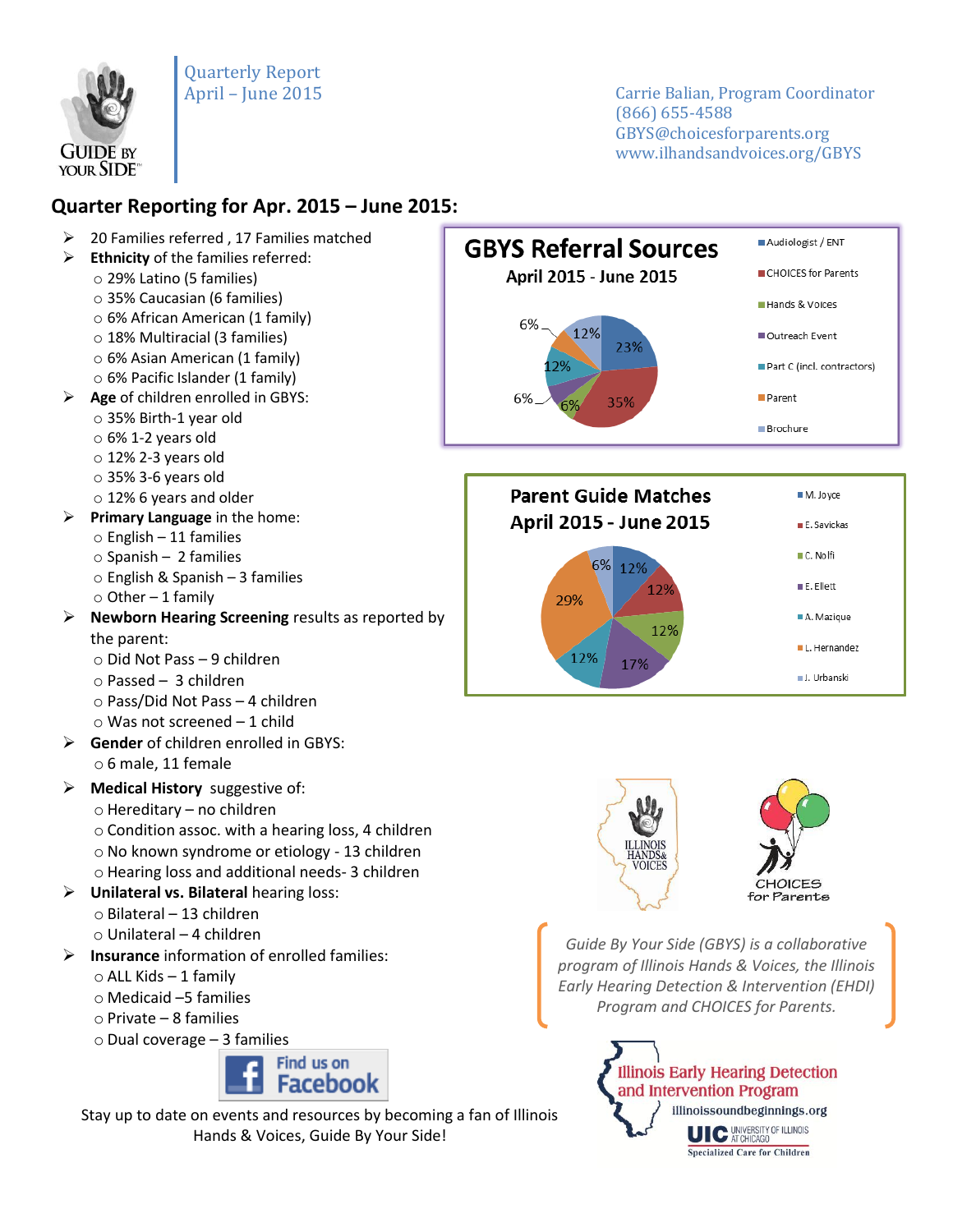Quarterly Report
April – June 2015

Carrie Balian, Program Coordinator
(866) 655-4588
GBYS@choicesforparents.org
www.ilhandsandvoices.org/GBYS

## Quarter Reporting for Apr. 2015 – June 2015:

- 20 Families referred , 17 Families matched
- **Ethnicity** of the families referred:
  - 29% Latino (5 families)
  - 35% Caucasian (6 families)
  - 6% African American (1 family)
  - 18% Multiracial (3 families)
  - 6% Asian American (1 family)
  - 6% Pacific Islander (1 family)
- **Age** of children enrolled in GBYS:
  - 35% Birth-1 year old
  - 6% 1-2 years old
  - 12% 2-3 years old
  - 35% 3-6 years old
  - 12% 6 years and older
- **Primary Language** in the home:
  - English – 11 families
  - Spanish – 2 families
  - English & Spanish – 3 families
  - Other – 1 family
- **Newborn Hearing Screening** results as reported by the parent:
  - Did Not Pass – 9 children
  - Passed – 3 children
  - Pass/Did Not Pass – 4 children
  - Was not screened – 1 child
- **Gender** of children enrolled in GBYS:
  - 6 male, 11 female
- **Medical History** suggestive of:
  - Hereditary – no children
  - Condition assoc. with a hearing loss, 4 children
  - No known syndrome or etiology - 13 children
  - Hearing loss and additional needs- 3 children
- **Unilateral vs. Bilateral** hearing loss:
  - Bilateral – 13 children
  - Unilateral – 4 children
- **Insurance** information of enrolled families:
  - ALL Kids – 1 family
  - Medicaid –5 families
  - Private – 8 families
  - Dual coverage – 3 families

**GBYS Referral Sources**
April 2015 - June 2015

Audiologist / ENT
CHOICES for Parents
Hands & Voices
Outreach Event
Part C (incl. contractors)
Parent
Brochure

23%
35%
6%
6%
12%
6%
12%

**Parent Guide Matches**
April 2015 - June 2015

M. Joyce
E. Savickas
C. Nolfi
E. Ellett
A. Mazique
L. Hernandez
J. Urbanski

12%
12%
12%
17%
12%
29%
6%

Find us on Facebook

Stay up to date on events and resources by becoming a fan of Illinois Hands & Voices, Guide By Your Side!

*Guide By Your Side (GBYS) is a collaborative program of Illinois Hands & Voices, the Illinois Early Hearing Detection & Intervention (EHDI) Program and CHOICES for Parents.*

Illinois Hands & Voices
CHOICES for Parents

Illinois Early Hearing Detection and Intervention Program
illinoissoundbeginnings.org
UIC University of Illinois at Chicago
Specialized Care for Children